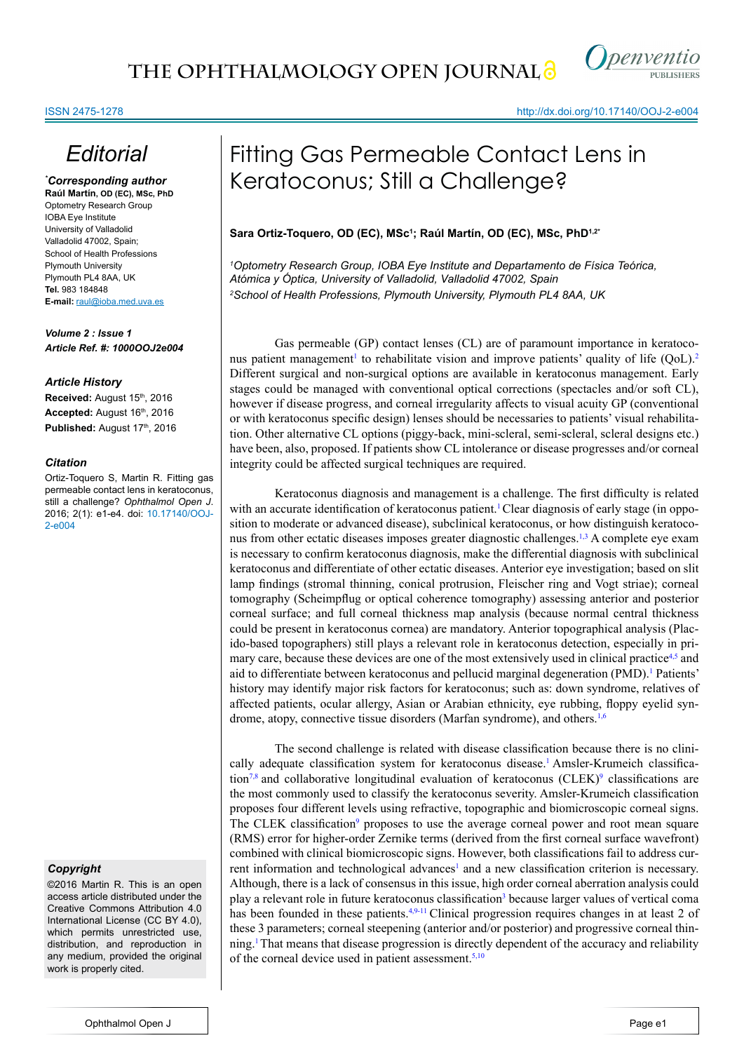# Editorial

**\*Corresponding author**
**Raúl Martín, OD (EC), MSc, PhD**
Optometry Research Group
IOBA Eye Institute
University of Valladolid
Valladolid 47002, Spain;
School of Health Professions
Plymouth University
Plymouth PL4 8AA, UK
**Tel.** 983 184848
**E-mail:** raul@ioba.med.uva.es

***Volume 2 : Issue 1***
***Article Ref. #: 1000OOJ2e004***

### *Article History*

**Received:** August 15th, 2016
**Accepted:** August 16th, 2016
**Published:** August 17th, 2016

### *Citation*

Ortiz-Toquero S, Martin R. Fitting gas permeable contact lens in keratoconus, still a challenge? *Ophthalmol Open J*. 2016; 2(1): e1-e4. doi: 10.17140/OOJ-2-e004

### *Copyright*

©2016 Martin R. This is an open access article distributed under the Creative Commons Attribution 4.0 International License (CC BY 4.0), which permits unrestricted use, distribution, and reproduction in any medium, provided the original work is properly cited.

# Fitting Gas Permeable Contact Lens in Keratoconus; Still a Challenge?

**Sara Ortiz-Toquero, OD (EC), MSc[1]; Raúl Martín, OD (EC), MSc, PhD[1,2*]**

*[1]Optometry Research Group, IOBA Eye Institute and Departamento de Física Teórica, Atómica y Óptica, University of Valladolid, Valladolid 47002, Spain*
*[2]School of Health Professions, Plymouth University, Plymouth PL4 8AA, UK*

Gas permeable (GP) contact lenses (CL) are of paramount importance in keratoconus patient management[1] to rehabilitate vision and improve patients' quality of life (QoL).[2] Different surgical and non-surgical options are available in keratoconus management. Early stages could be managed with conventional optical corrections (spectacles and/or soft CL), however if disease progress, and corneal irregularity affects to visual acuity GP (conventional or with keratoconus specific design) lenses should be necessaries to patients' visual rehabilitation. Other alternative CL options (piggy-back, mini-scleral, semi-scleral, scleral designs etc.) have been, also, proposed. If patients show CL intolerance or disease progresses and/or corneal integrity could be affected surgical techniques are required.

Keratoconus diagnosis and management is a challenge. The first difficulty is related with an accurate identification of keratoconus patient.[1] Clear diagnosis of early stage (in opposition to moderate or advanced disease), subclinical keratoconus, or how distinguish keratoconus from other ectatic diseases imposes greater diagnostic challenges.[1,3] A complete eye exam is necessary to confirm keratoconus diagnosis, make the differential diagnosis with subclinical keratoconus and differentiate of other ectatic diseases. Anterior eye investigation; based on slit lamp findings (stromal thinning, conical protrusion, Fleischer ring and Vogt striae); corneal tomography (Scheimpflug or optical coherence tomography) assessing anterior and posterior corneal surface; and full corneal thickness map analysis (because normal central thickness could be present in keratoconus cornea) are mandatory. Anterior topographical analysis (Placido-based topographers) still plays a relevant role in keratoconus detection, especially in primary care, because these devices are one of the most extensively used in clinical practice[4,5] and aid to differentiate between keratoconus and pellucid marginal degeneration (PMD).[1] Patients' history may identify major risk factors for keratoconus; such as: down syndrome, relatives of affected patients, ocular allergy, Asian or Arabian ethnicity, eye rubbing, floppy eyelid syndrome, atopy, connective tissue disorders (Marfan syndrome), and others.[1,6]

The second challenge is related with disease classification because there is no clinically adequate classification system for keratoconus disease.[1] Amsler-Krumeich classification[7,8] and collaborative longitudinal evaluation of keratoconus (CLEK)[9] classifications are the most commonly used to classify the keratoconus severity. Amsler-Krumeich classification proposes four different levels using refractive, topographic and biomicroscopic corneal signs. The CLEK classification[9] proposes to use the average corneal power and root mean square (RMS) error for higher-order Zernike terms (derived from the first corneal surface wavefront) combined with clinical biomicroscopic signs. However, both classifications fail to address current information and technological advances[1] and a new classification criterion is necessary. Although, there is a lack of consensus in this issue, high order corneal aberration analysis could play a relevant role in future keratoconus classification[3] because larger values of vertical coma has been founded in these patients.[4,9-11] Clinical progression requires changes in at least 2 of these 3 parameters; corneal steepening (anterior and/or posterior) and progressive corneal thinning.[1] That means that disease progression is directly dependent of the accuracy and reliability of the corneal device used in patient assessment.[5,10]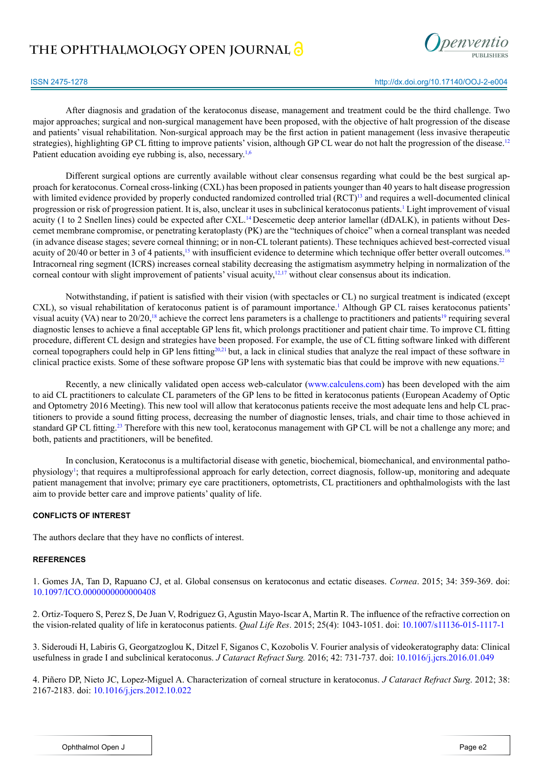After diagnosis and gradation of the keratoconus disease, management and treatment could be the third challenge. Two major approaches; surgical and non-surgical management have been proposed, with the objective of halt progression of the disease and patients' visual rehabilitation. Non-surgical approach may be the first action in patient management (less invasive therapeutic strategies), highlighting GP CL fitting to improve patients' vision, although GP CL wear do not halt the progression of the disease.[12] Patient education avoiding eye rubbing is, also, necessary.[1,6]

Different surgical options are currently available without clear consensus regarding what could be the best surgical approach for keratoconus. Corneal cross-linking (CXL) has been proposed in patients younger than 40 years to halt disease progression with limited evidence provided by properly conducted randomized controlled trial (RCT)[13] and requires a well-documented clinical progression or risk of progression patient. It is, also, unclear it uses in subclinical keratoconus patients.[1] Light improvement of visual acuity (1 to 2 Snellen lines) could be expected after CXL.[14] Descemetic deep anterior lamellar (dDALK), in patients without Descemet membrane compromise, or penetrating keratoplasty (PK) are the "techniques of choice" when a corneal transplant was needed (in advance disease stages; severe corneal thinning; or in non-CL tolerant patients). These techniques achieved best-corrected visual acuity of 20/40 or better in 3 of 4 patients,[15] with insufficient evidence to determine which technique offer better overall outcomes.[16] Intracorneal ring segment (ICRS) increases corneal stability decreasing the astigmatism asymmetry helping in normalization of the corneal contour with slight improvement of patients' visual acuity,[12,17] without clear consensus about its indication.

Notwithstanding, if patient is satisfied with their vision (with spectacles or CL) no surgical treatment is indicated (except CXL), so visual rehabilitation of keratoconus patient is of paramount importance.[1] Although GP CL raises keratoconus patients' visual acuity (VA) near to 20/20,[18] achieve the correct lens parameters is a challenge to practitioners and patients[19] requiring several diagnostic lenses to achieve a final acceptable GP lens fit, which prolongs practitioner and patient chair time. To improve CL fitting procedure, different CL design and strategies have been proposed. For example, the use of CL fitting software linked with different corneal topographers could help in GP lens fitting[20,21] but, a lack in clinical studies that analyze the real impact of these software in clinical practice exists. Some of these software propose GP lens with systematic bias that could be improve with new equations.[22]

Recently, a new clinically validated open access web-calculator (www.calculens.com) has been developed with the aim to aid CL practitioners to calculate CL parameters of the GP lens to be fitted in keratoconus patients (European Academy of Optic and Optometry 2016 Meeting). This new tool will allow that keratoconus patients receive the most adequate lens and help CL practitioners to provide a sound fitting process, decreasing the number of diagnostic lenses, trials, and chair time to those achieved in standard GP CL fitting.[23] Therefore with this new tool, keratoconus management with GP CL will be not a challenge any more; and both, patients and practitioners, will be benefited.

In conclusion, Keratoconus is a multifactorial disease with genetic, biochemical, biomechanical, and environmental pathophysiology[1]; that requires a multiprofessional approach for early detection, correct diagnosis, follow-up, monitoring and adequate patient management that involve; primary eye care practitioners, optometrists, CL practitioners and ophthalmologists with the last aim to provide better care and improve patients' quality of life.

## CONFLICTS OF INTEREST

The authors declare that they have no conflicts of interest.

## REFERENCES

1. Gomes JA, Tan D, Rapuano CJ, et al. Global consensus on keratoconus and ectatic diseases. *Cornea*. 2015; 34: 359-369. doi: 10.1097/ICO.0000000000000408

2. Ortiz-Toquero S, Perez S, De Juan V, Rodriguez G, Agustin Mayo-Iscar A, Martin R. The influence of the refractive correction on the vision-related quality of life in keratoconus patients. *Qual Life Res*. 2015; 25(4): 1043-1051. doi: 10.1007/s11136-015-1117-1

3. Sideroudi H, Labiris G, Georgatzoglou K, Ditzel F, Siganos C, Kozobolis V. Fourier analysis of videokeratography data: Clinical usefulness in grade I and subclinical keratoconus. *J Cataract Refract Surg.* 2016; 42: 731-737. doi: 10.1016/j.jcrs.2016.01.049

4. Piñero DP, Nieto JC, Lopez-Miguel A. Characterization of corneal structure in keratoconus. *J Cataract Refract Surg*. 2012; 38: 2167-2183. doi: 10.1016/j.jcrs.2012.10.022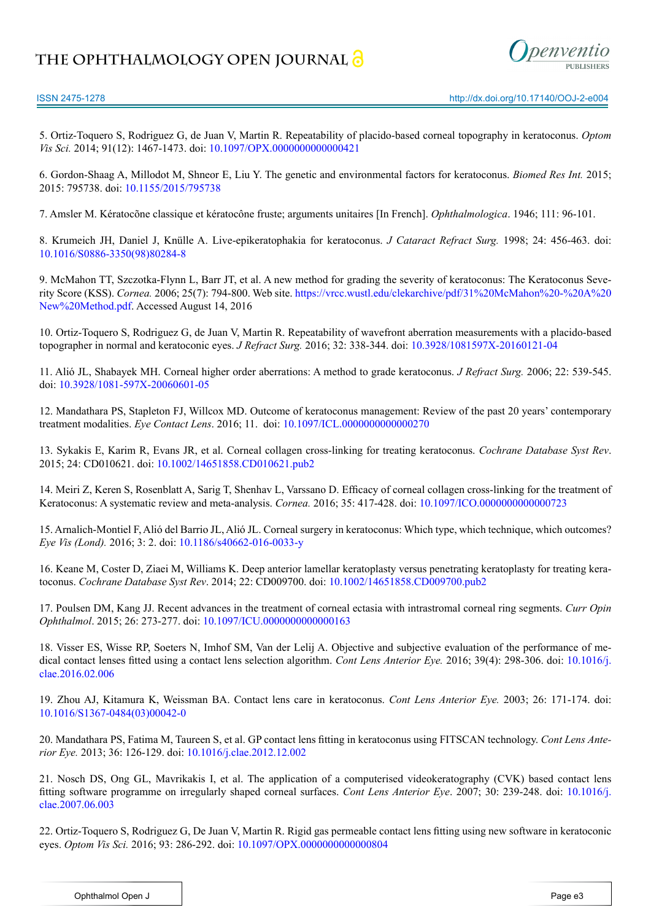5. Ortiz-Toquero S, Rodriguez G, de Juan V, Martin R. Repeatability of placido-based corneal topography in keratoconus. *Optom Vis Sci.* 2014; 91(12): 1467-1473. doi: 10.1097/OPX.0000000000000421

6. Gordon-Shaag A, Millodot M, Shneor E, Liu Y. The genetic and environmental factors for keratoconus. *Biomed Res Int.* 2015; 2015: 795738. doi: 10.1155/2015/795738

7. Amsler M. Kératocône classique et kératocône fruste; arguments unitaires [In French]. *Ophthalmologica*. 1946; 111: 96-101.

8. Krumeich JH, Daniel J, Knülle A. Live-epikeratophakia for keratoconus. *J Cataract Refract Surg.* 1998; 24: 456-463. doi: 10.1016/S0886-3350(98)80284-8

9. McMahon TT, Szczotka-Flynn L, Barr JT, et al. A new method for grading the severity of keratoconus: The Keratoconus Severity Score (KSS). *Cornea.* 2006; 25(7): 794-800. Web site. https://vrcc.wustl.edu/clekarchive/pdf/31%20McMahon%20-%20A%20New%20Method.pdf. Accessed August 14, 2016

10. Ortiz-Toquero S, Rodriguez G, de Juan V, Martin R. Repeatability of wavefront aberration measurements with a placido-based topographer in normal and keratoconic eyes. *J Refract Surg.* 2016; 32: 338-344. doi: 10.3928/1081597X-20160121-04

11. Alió JL, Shabayek MH. Corneal higher order aberrations: A method to grade keratoconus. *J Refract Surg.* 2006; 22: 539-545. doi: 10.3928/1081-597X-20060601-05

12. Mandathara PS, Stapleton FJ, Willcox MD. Outcome of keratoconus management: Review of the past 20 years' contemporary treatment modalities. *Eye Contact Lens*. 2016; 11. doi: 10.1097/ICL.0000000000000270

13. Sykakis E, Karim R, Evans JR, et al. Corneal collagen cross-linking for treating keratoconus. *Cochrane Database Syst Rev*. 2015; 24: CD010621. doi: 10.1002/14651858.CD010621.pub2

14. Meiri Z, Keren S, Rosenblatt A, Sarig T, Shenhav L, Varssano D. Efficacy of corneal collagen cross-linking for the treatment of Keratoconus: A systematic review and meta-analysis. *Cornea.* 2016; 35: 417-428. doi: 10.1097/ICO.0000000000000723

15. Arnalich-Montiel F, Alió del Barrio JL, Alió JL. Corneal surgery in keratoconus: Which type, which technique, which outcomes? *Eye Vis (Lond).* 2016; 3: 2. doi: 10.1186/s40662-016-0033-y

16. Keane M, Coster D, Ziaei M, Williams K. Deep anterior lamellar keratoplasty versus penetrating keratoplasty for treating keratoconus. *Cochrane Database Syst Rev*. 2014; 22: CD009700. doi: 10.1002/14651858.CD009700.pub2

17. Poulsen DM, Kang JJ. Recent advances in the treatment of corneal ectasia with intrastromal corneal ring segments. *Curr Opin Ophthalmol*. 2015; 26: 273-277. doi: 10.1097/ICU.0000000000000163

18. Visser ES, Wisse RP, Soeters N, Imhof SM, Van der Lelij A. Objective and subjective evaluation of the performance of medical contact lenses fitted using a contact lens selection algorithm. *Cont Lens Anterior Eye.* 2016; 39(4): 298-306. doi: 10.1016/j.clae.2016.02.006

19. Zhou AJ, Kitamura K, Weissman BA. Contact lens care in keratoconus. *Cont Lens Anterior Eye.* 2003; 26: 171-174. doi: 10.1016/S1367-0484(03)00042-0

20. Mandathara PS, Fatima M, Taureen S, et al. GP contact lens fitting in keratoconus using FITSCAN technology. *Cont Lens Anterior Eye.* 2013; 36: 126-129. doi: 10.1016/j.clae.2012.12.002

21. Nosch DS, Ong GL, Mavrikakis I, et al. The application of a computerised videokeratography (CVK) based contact lens fitting software programme on irregularly shaped corneal surfaces. *Cont Lens Anterior Eye*. 2007; 30: 239-248. doi: 10.1016/j.clae.2007.06.003

22. Ortiz-Toquero S, Rodriguez G, De Juan V, Martin R. Rigid gas permeable contact lens fitting using new software in keratoconic eyes. *Optom Vis Sci.* 2016; 93: 286-292. doi: 10.1097/OPX.0000000000000804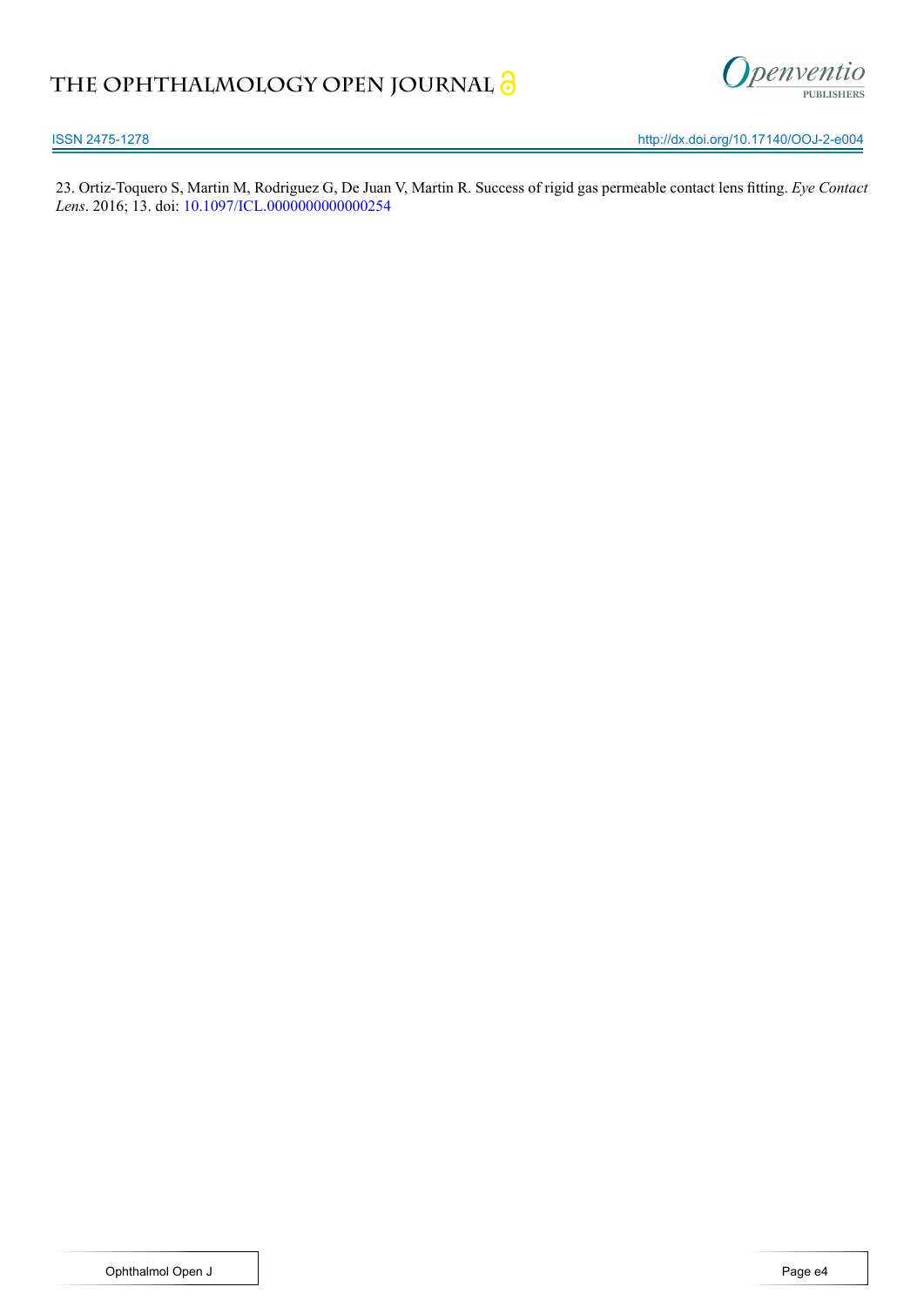23. Ortiz-Toquero S, Martin M, Rodriguez G, De Juan V, Martin R. Success of rigid gas permeable contact lens fitting. *Eye Contact Lens*. 2016; 13. doi: 10.1097/ICL.0000000000000254